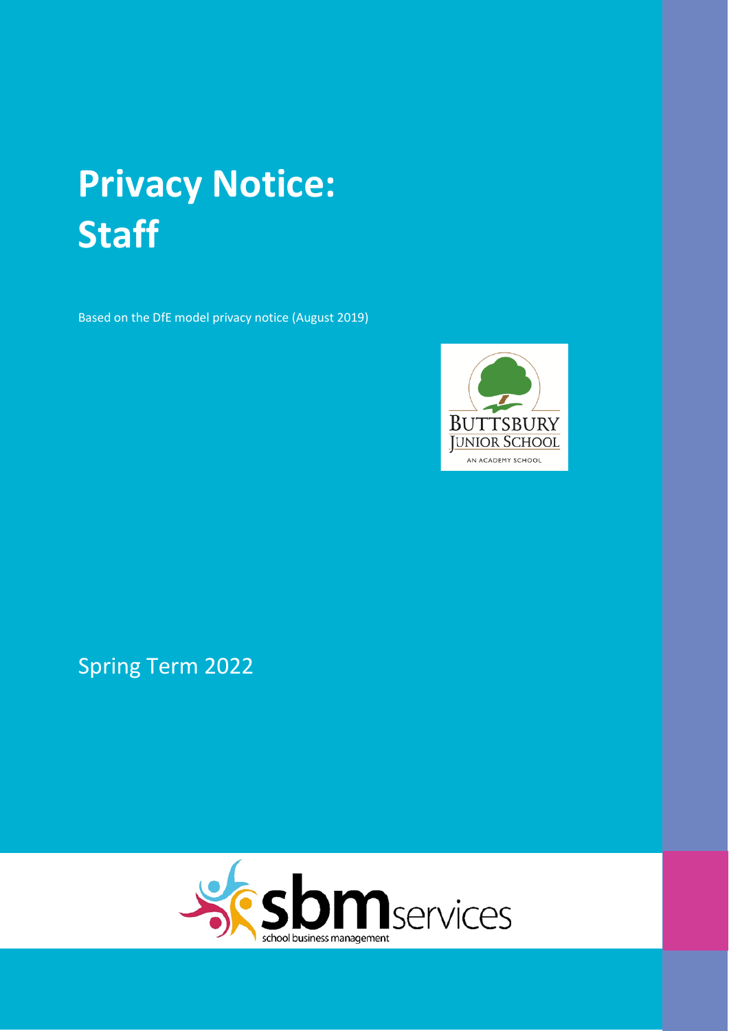# Privacy Notice: Staff

Based on the DfE model privacy notice (August 2019)

Spring Term 2022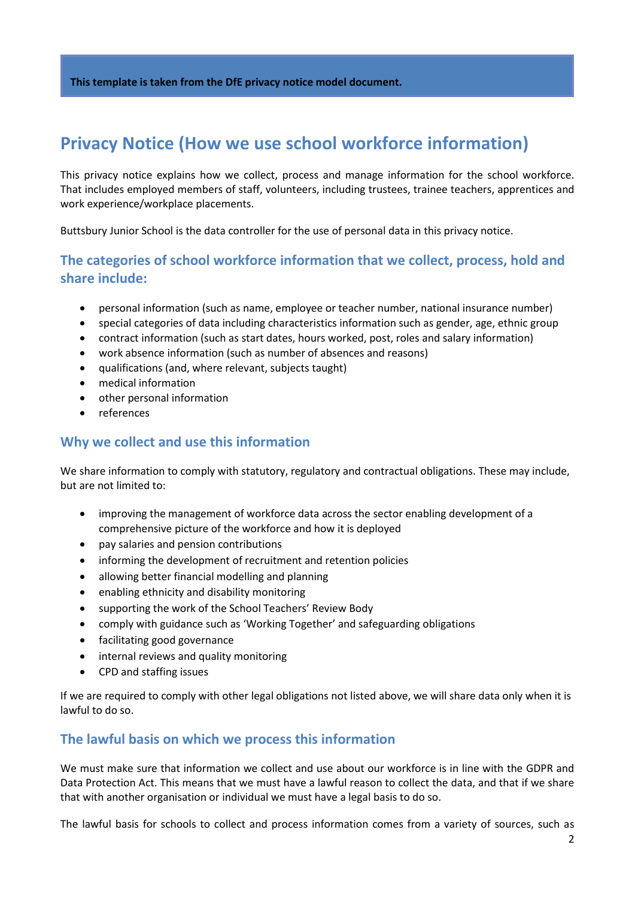**This template is taken from the DfE privacy notice model document.**

# Privacy Notice (How we use school workforce information)

This privacy notice explains how we collect, process and manage information for the school workforce. That includes employed members of staff, volunteers, including trustees, trainee teachers, apprentices and work experience/workplace placements.

Buttsbury Junior School is the data controller for the use of personal data in this privacy notice.

## The categories of school workforce information that we collect, process, hold and share include:

- personal information (such as name, employee or teacher number, national insurance number)
- special categories of data including characteristics information such as gender, age, ethnic group
- contract information (such as start dates, hours worked, post, roles and salary information)
- work absence information (such as number of absences and reasons)
- qualifications (and, where relevant, subjects taught)
- medical information
- other personal information
- references

## Why we collect and use this information

We share information to comply with statutory, regulatory and contractual obligations. These may include, but are not limited to:

- improving the management of workforce data across the sector enabling development of a comprehensive picture of the workforce and how it is deployed
- pay salaries and pension contributions
- informing the development of recruitment and retention policies
- allowing better financial modelling and planning
- enabling ethnicity and disability monitoring
- supporting the work of the School Teachers' Review Body
- comply with guidance such as 'Working Together' and safeguarding obligations
- facilitating good governance
- internal reviews and quality monitoring
- CPD and staffing issues

If we are required to comply with other legal obligations not listed above, we will share data only when it is lawful to do so.

## The lawful basis on which we process this information

We must make sure that information we collect and use about our workforce is in line with the GDPR and Data Protection Act. This means that we must have a lawful reason to collect the data, and that if we share that with another organisation or individual we must have a legal basis to do so.

The lawful basis for schools to collect and process information comes from a variety of sources, such as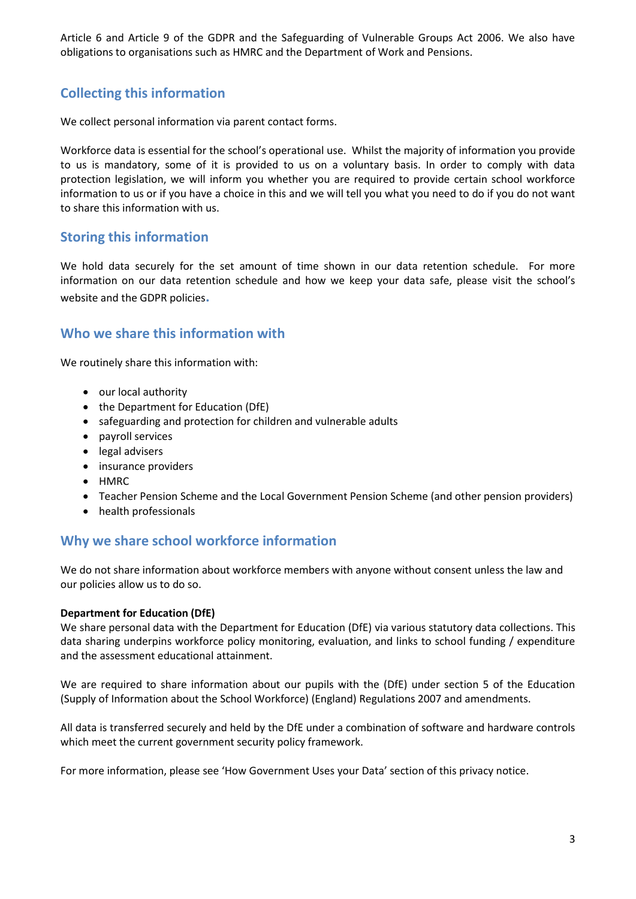Article 6 and Article 9 of the GDPR and the Safeguarding of Vulnerable Groups Act 2006. We also have obligations to organisations such as HMRC and the Department of Work and Pensions.

## Collecting this information

We collect personal information via parent contact forms.

Workforce data is essential for the school's operational use. Whilst the majority of information you provide to us is mandatory, some of it is provided to us on a voluntary basis. In order to comply with data protection legislation, we will inform you whether you are required to provide certain school workforce information to us or if you have a choice in this and we will tell you what you need to do if you do not want to share this information with us.

## Storing this information

We hold data securely for the set amount of time shown in our data retention schedule. For more information on our data retention schedule and how we keep your data safe, please visit the school's website and the GDPR policies.

## Who we share this information with

We routinely share this information with:

- our local authority
- the Department for Education (DfE)
- safeguarding and protection for children and vulnerable adults
- payroll services
- legal advisers
- insurance providers
- HMRC
- Teacher Pension Scheme and the Local Government Pension Scheme (and other pension providers)
- health professionals

## Why we share school workforce information

We do not share information about workforce members with anyone without consent unless the law and our policies allow us to do so.

**Department for Education (DfE)**
We share personal data with the Department for Education (DfE) via various statutory data collections. This data sharing underpins workforce policy monitoring, evaluation, and links to school funding / expenditure and the assessment educational attainment.

We are required to share information about our pupils with the (DfE) under section 5 of the Education (Supply of Information about the School Workforce) (England) Regulations 2007 and amendments.

All data is transferred securely and held by the DfE under a combination of software and hardware controls which meet the current government security policy framework.

For more information, please see 'How Government Uses your Data' section of this privacy notice.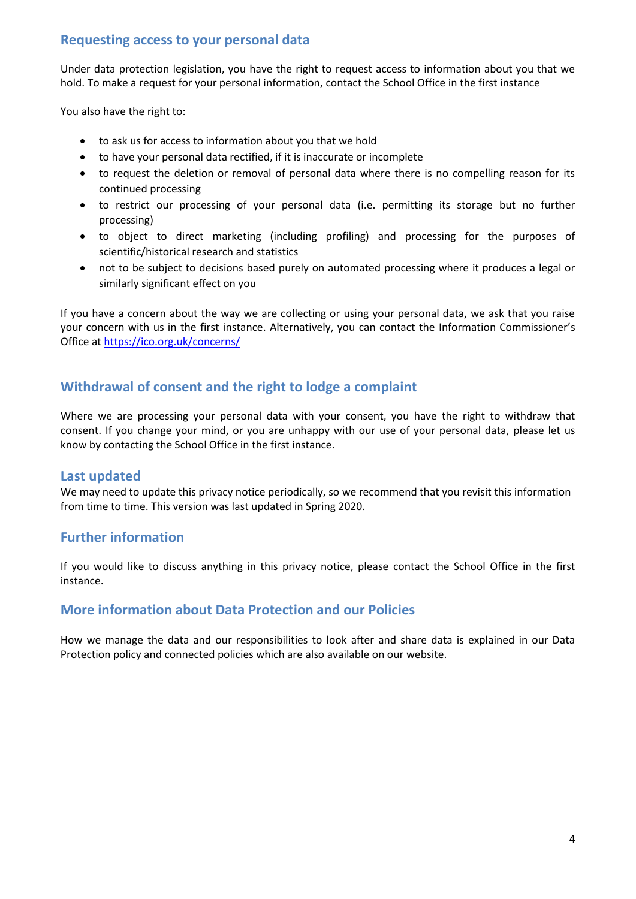## Requesting access to your personal data

Under data protection legislation, you have the right to request access to information about you that we hold. To make a request for your personal information, contact the School Office in the first instance

You also have the right to:

- to ask us for access to information about you that we hold
- to have your personal data rectified, if it is inaccurate or incomplete
- to request the deletion or removal of personal data where there is no compelling reason for its continued processing
- to restrict our processing of your personal data (i.e. permitting its storage but no further processing)
- to object to direct marketing (including profiling) and processing for the purposes of scientific/historical research and statistics
- not to be subject to decisions based purely on automated processing where it produces a legal or similarly significant effect on you

If you have a concern about the way we are collecting or using your personal data, we ask that you raise your concern with us in the first instance. Alternatively, you can contact the Information Commissioner's Office at [https://ico.org.uk/concerns/](https://ico.org.uk/concerns/)

## Withdrawal of consent and the right to lodge a complaint

Where we are processing your personal data with your consent, you have the right to withdraw that consent. If you change your mind, or you are unhappy with our use of your personal data, please let us know by contacting the School Office in the first instance.

## Last updated

We may need to update this privacy notice periodically, so we recommend that you revisit this information from time to time. This version was last updated in Spring 2020.

## Further information

If you would like to discuss anything in this privacy notice, please contact the School Office in the first instance.

## More information about Data Protection and our Policies

How we manage the data and our responsibilities to look after and share data is explained in our Data Protection policy and connected policies which are also available on our website.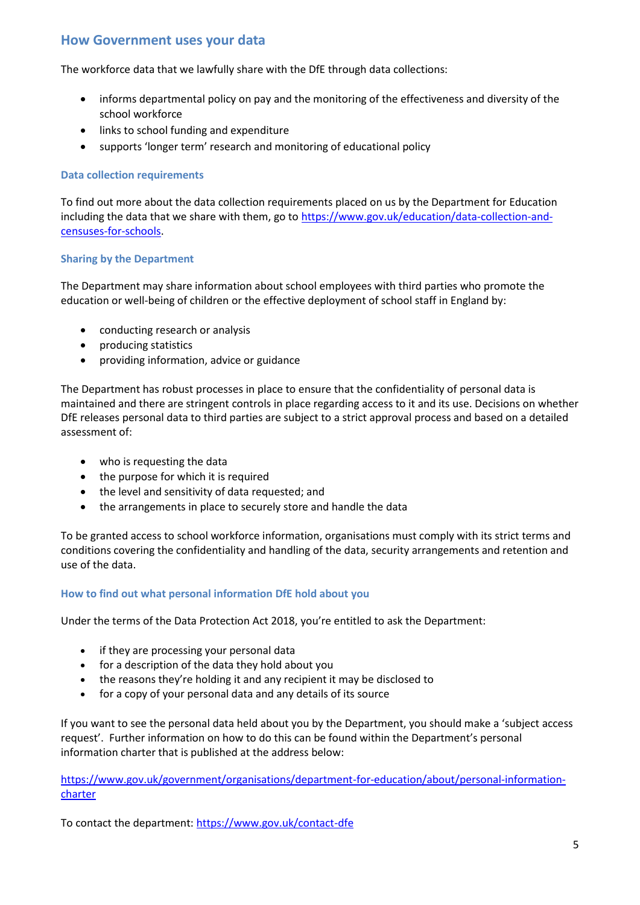## How Government uses your data

The workforce data that we lawfully share with the DfE through data collections:

- informs departmental policy on pay and the monitoring of the effectiveness and diversity of the school workforce
- links to school funding and expenditure
- supports 'longer term' research and monitoring of educational policy

### Data collection requirements

To find out more about the data collection requirements placed on us by the Department for Education including the data that we share with them, go to https://www.gov.uk/education/data-collection-and-censuses-for-schools.

### Sharing by the Department

The Department may share information about school employees with third parties who promote the education or well-being of children or the effective deployment of school staff in England by:

- conducting research or analysis
- producing statistics
- providing information, advice or guidance

The Department has robust processes in place to ensure that the confidentiality of personal data is maintained and there are stringent controls in place regarding access to it and its use. Decisions on whether DfE releases personal data to third parties are subject to a strict approval process and based on a detailed assessment of:

- who is requesting the data
- the purpose for which it is required
- the level and sensitivity of data requested; and
- the arrangements in place to securely store and handle the data

To be granted access to school workforce information, organisations must comply with its strict terms and conditions covering the confidentiality and handling of the data, security arrangements and retention and use of the data.

### How to find out what personal information DfE hold about you

Under the terms of the Data Protection Act 2018, you're entitled to ask the Department:

- if they are processing your personal data
- for a description of the data they hold about you
- the reasons they're holding it and any recipient it may be disclosed to
- for a copy of your personal data and any details of its source

If you want to see the personal data held about you by the Department, you should make a 'subject access request'. Further information on how to do this can be found within the Department's personal information charter that is published at the address below:

https://www.gov.uk/government/organisations/department-for-education/about/personal-information-charter

To contact the department: https://www.gov.uk/contact-dfe